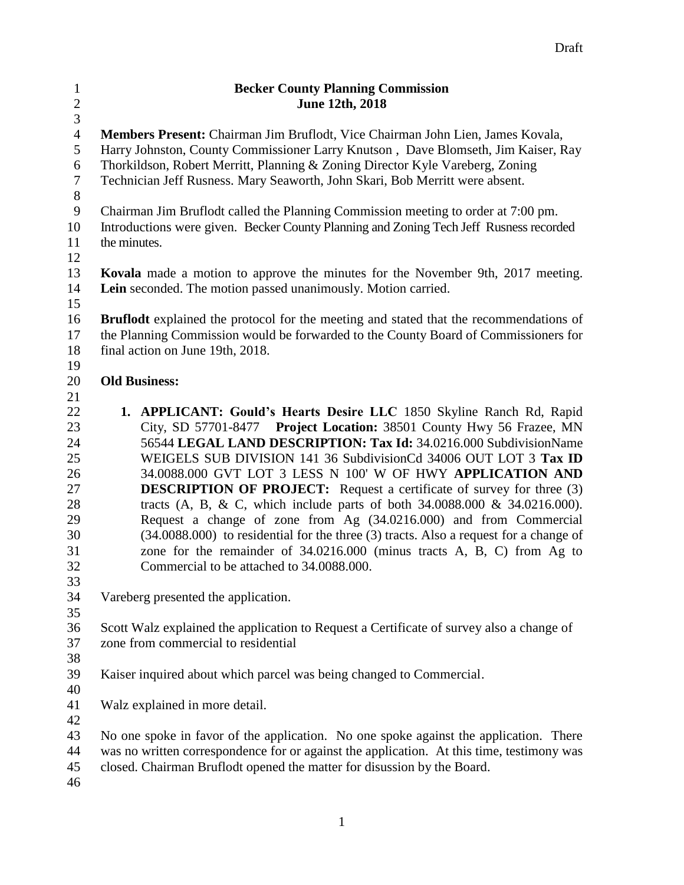Draft

**Becker County Planning Commission**
**June 12th, 2018**

**Members Present:** Chairman Jim Bruflodt, Vice Chairman John Lien, James Kovala, Harry Johnston, County Commissioner Larry Knutson , Dave Blomseth, Jim Kaiser, Ray Thorkildson, Robert Merritt, Planning & Zoning Director Kyle Vareberg, Zoning Technician Jeff Rusness. Mary Seaworth, John Skari, Bob Merritt were absent.

Chairman Jim Bruflodt called the Planning Commission meeting to order at 7:00 pm. Introductions were given. Becker County Planning and Zoning Tech Jeff Rusness recorded the minutes.

**Kovala** made a motion to approve the minutes for the November 9th, 2017 meeting. **Lein** seconded. The motion passed unanimously. Motion carried.

**Bruflodt** explained the protocol for the meeting and stated that the recommendations of the Planning Commission would be forwarded to the County Board of Commissioners for final action on June 19th, 2018.

**Old Business:**

1. **APPLICANT: Gould's Hearts Desire LLC** 1850 Skyline Ranch Rd, Rapid City, SD 57701-8477 **Project Location:** 38501 County Hwy 56 Frazee, MN 56544 **LEGAL LAND DESCRIPTION: Tax Id:** 34.0216.000 SubdivisionName WEIGELS SUB DIVISION 141 36 SubdivisionCd 34006 OUT LOT 3 **Tax ID** 34.0088.000 GVT LOT 3 LESS N 100' W OF HWY **APPLICATION AND DESCRIPTION OF PROJECT:** Request a certificate of survey for three (3) tracts (A, B, & C, which include parts of both 34.0088.000 & 34.0216.000). Request a change of zone from Ag (34.0216.000) and from Commercial (34.0088.000) to residential for the three (3) tracts. Also a request for a change of zone for the remainder of 34.0216.000 (minus tracts A, B, C) from Ag to Commercial to be attached to 34.0088.000.

Vareberg presented the application.

Scott Walz explained the application to Request a Certificate of survey also a change of zone from commercial to residential

Kaiser inquired about which parcel was being changed to Commercial.

Walz explained in more detail.

No one spoke in favor of the application. No one spoke against the application. There was no written correspondence for or against the application. At this time, testimony was closed. Chairman Bruflodt opened the matter for disussion by the Board.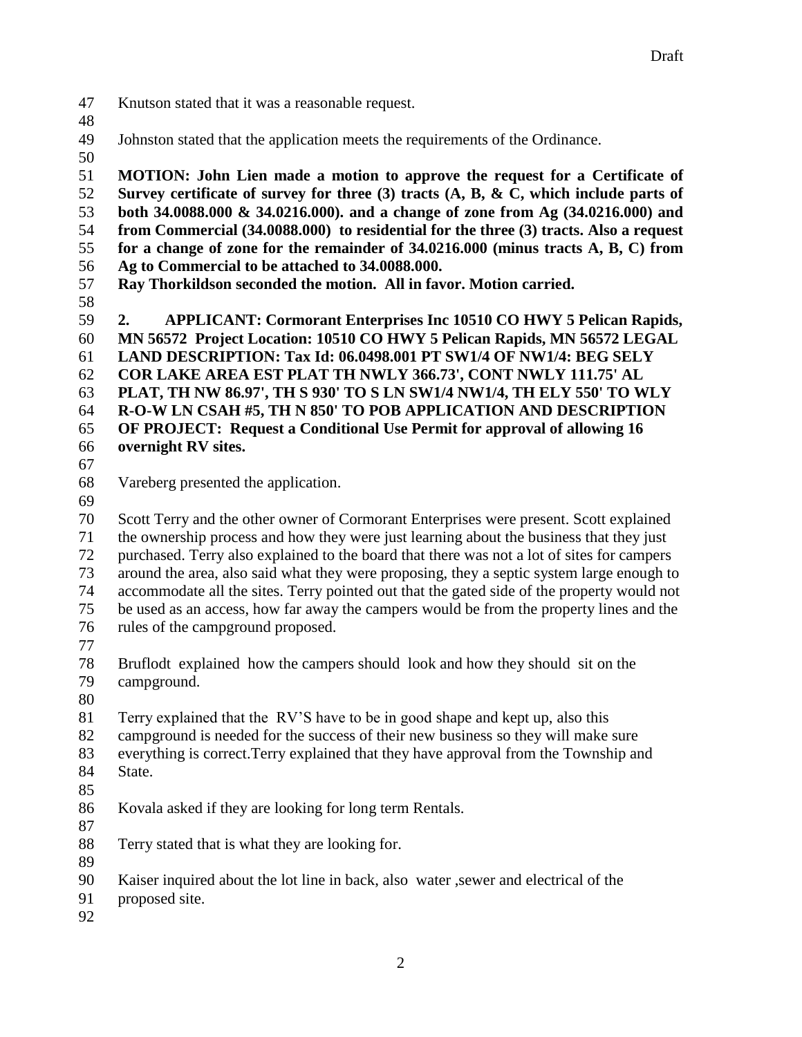Knutson stated that it was a reasonable request.

Johnston stated that the application meets the requirements of the Ordinance.

**MOTION: John Lien made a motion to approve the request for a Certificate of Survey certificate of survey for three (3) tracts (A, B, & C, which include parts of both 34.0088.000 & 34.0216.000). and a change of zone from Ag (34.0216.000) and from Commercial (34.0088.000) to residential for the three (3) tracts. Also a request for a change of zone for the remainder of 34.0216.000 (minus tracts A, B, C) from Ag to Commercial to be attached to 34.0088.000.**
**Ray Thorkildson seconded the motion. All in favor. Motion carried.**

**2. APPLICANT: Cormorant Enterprises Inc 10510 CO HWY 5 Pelican Rapids, MN 56572 Project Location: 10510 CO HWY 5 Pelican Rapids, MN 56572 LEGAL LAND DESCRIPTION: Tax Id: 06.0498.001 PT SW1/4 OF NW1/4: BEG SELY COR LAKE AREA EST PLAT TH NWLY 366.73', CONT NWLY 111.75' AL PLAT, TH NW 86.97', TH S 930' TO S LN SW1/4 NW1/4, TH ELY 550' TO WLY R-O-W LN CSAH #5, TH N 850' TO POB APPLICATION AND DESCRIPTION OF PROJECT: Request a Conditional Use Permit for approval of allowing 16 overnight RV sites.**

Vareberg presented the application.

Scott Terry and the other owner of Cormorant Enterprises were present. Scott explained the ownership process and how they were just learning about the business that they just purchased. Terry also explained to the board that there was not a lot of sites for campers around the area, also said what they were proposing, they a septic system large enough to accommodate all the sites. Terry pointed out that the gated side of the property would not be used as an access, how far away the campers would be from the property lines and the rules of the campground proposed.

Bruflodt explained how the campers should look and how they should sit on the campground.

Terry explained that the RV'S have to be in good shape and kept up, also this campground is needed for the success of their new business so they will make sure everything is correct.Terry explained that they have approval from the Township and State.

Kovala asked if they are looking for long term Rentals.

Terry stated that is what they are looking for.

Kaiser inquired about the lot line in back, also water ,sewer and electrical of the proposed site.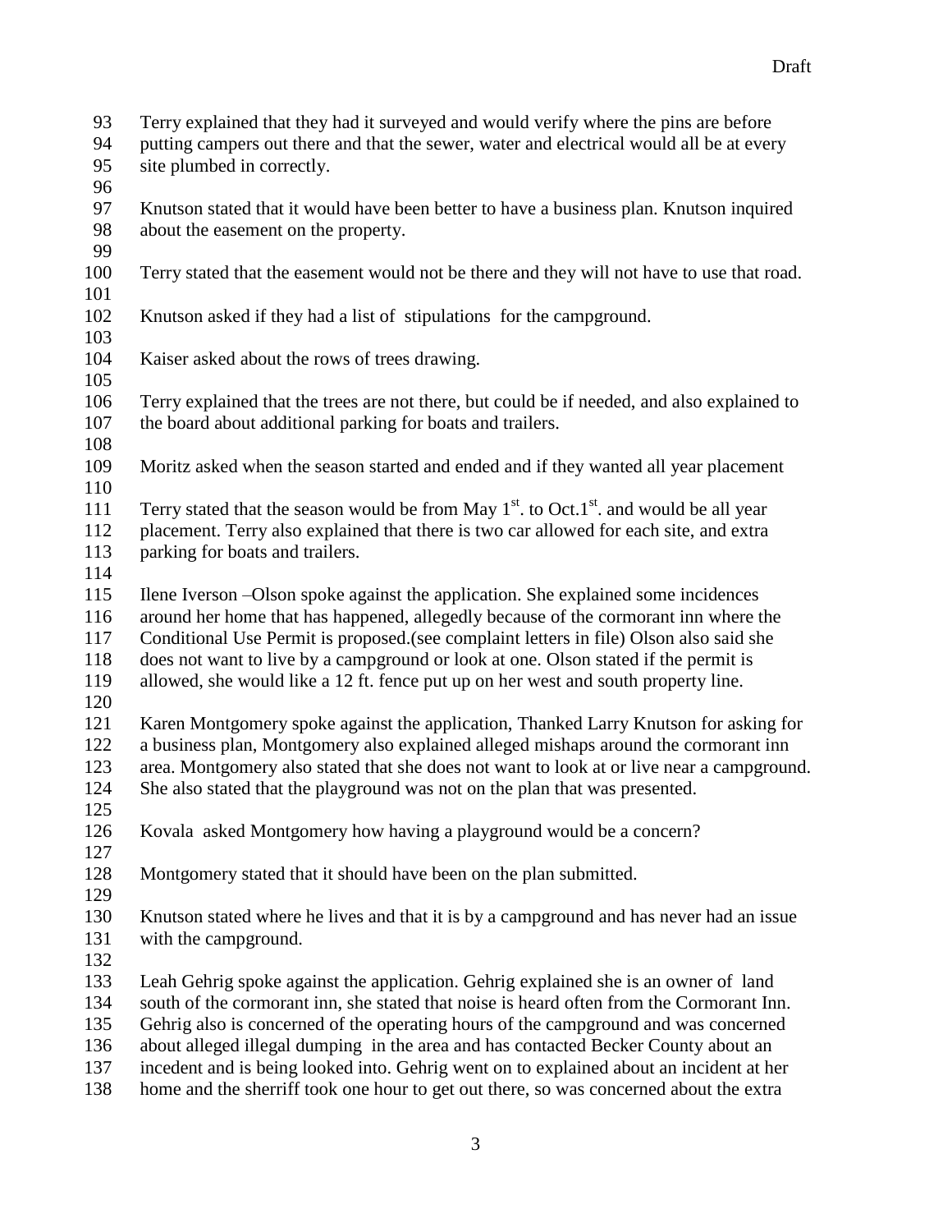Terry explained that they had it surveyed and would verify where the pins are before putting campers out there and that the sewer, water and electrical would all be at every site plumbed in correctly.

Knutson stated that it would have been better to have a business plan. Knutson inquired about the easement on the property.

Terry stated that the easement would not be there and they will not have to use that road.

Knutson asked if they had a list of stipulations for the campground.

Kaiser asked about the rows of trees drawing.

Terry explained that the trees are not there, but could be if needed, and also explained to the board about additional parking for boats and trailers.

Moritz asked when the season started and ended and if they wanted all year placement

Terry stated that the season would be from May 1st. to Oct.1st. and would be all year placement. Terry also explained that there is two car allowed for each site, and extra parking for boats and trailers.

Ilene Iverson –Olson spoke against the application. She explained some incidences around her home that has happened, allegedly because of the cormorant inn where the Conditional Use Permit is proposed.(see complaint letters in file) Olson also said she does not want to live by a campground or look at one. Olson stated if the permit is allowed, she would like a 12 ft. fence put up on her west and south property line.

Karen Montgomery spoke against the application, Thanked Larry Knutson for asking for a business plan, Montgomery also explained alleged mishaps around the cormorant inn area. Montgomery also stated that she does not want to look at or live near a campground. She also stated that the playground was not on the plan that was presented.

Kovala asked Montgomery how having a playground would be a concern?

Montgomery stated that it should have been on the plan submitted.

Knutson stated where he lives and that it is by a campground and has never had an issue with the campground.

Leah Gehrig spoke against the application. Gehrig explained she is an owner of land south of the cormorant inn, she stated that noise is heard often from the Cormorant Inn. Gehrig also is concerned of the operating hours of the campground and was concerned about alleged illegal dumping in the area and has contacted Becker County about an incedent and is being looked into. Gehrig went on to explained about an incident at her home and the sherriff took one hour to get out there, so was concerned about the extra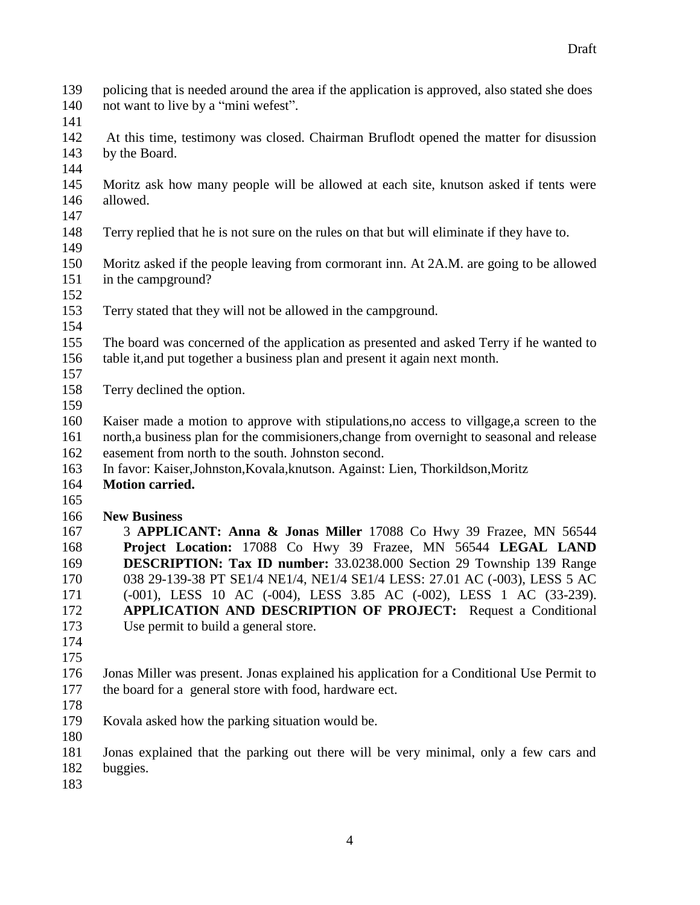policing that is needed around the area if the application is approved, also stated she does not want to live by a "mini wefest".

At this time, testimony was closed. Chairman Bruflodt opened the matter for disussion by the Board.

Moritz ask how many people will be allowed at each site, knutson asked if tents were allowed.

Terry replied that he is not sure on the rules on that but will eliminate if they have to.

Moritz asked if the people leaving from cormorant inn. At 2A.M. are going to be allowed in the campground?

Terry stated that they will not be allowed in the campground.

The board was concerned of the application as presented and asked Terry if he wanted to table it,and put together a business plan and present it again next month.

Terry declined the option.

Kaiser made a motion to approve with stipulations,no access to villgage,a screen to the north,a business plan for the commisioners,change from overnight to seasonal and release easement from north to the south. Johnston second.
In favor: Kaiser,Johnston,Kovala,knutson. Against: Lien, Thorkildson,Moritz
**Motion carried.**

**New Business**

3 **APPLICANT: Anna & Jonas Miller** 17088 Co Hwy 39 Frazee, MN 56544 **Project Location:** 17088 Co Hwy 39 Frazee, MN 56544 **LEGAL LAND DESCRIPTION: Tax ID number:** 33.0238.000 Section 29 Township 139 Range 038 29-139-38 PT SE1/4 NE1/4, NE1/4 SE1/4 LESS: 27.01 AC (-003), LESS 5 AC (-001), LESS 10 AC (-004), LESS 3.85 AC (-002), LESS 1 AC (33-239). **APPLICATION AND DESCRIPTION OF PROJECT:** Request a Conditional Use permit to build a general store.

Jonas Miller was present. Jonas explained his application for a Conditional Use Permit to the board for a general store with food, hardware ect.

Kovala asked how the parking situation would be.

Jonas explained that the parking out there will be very minimal, only a few cars and buggies.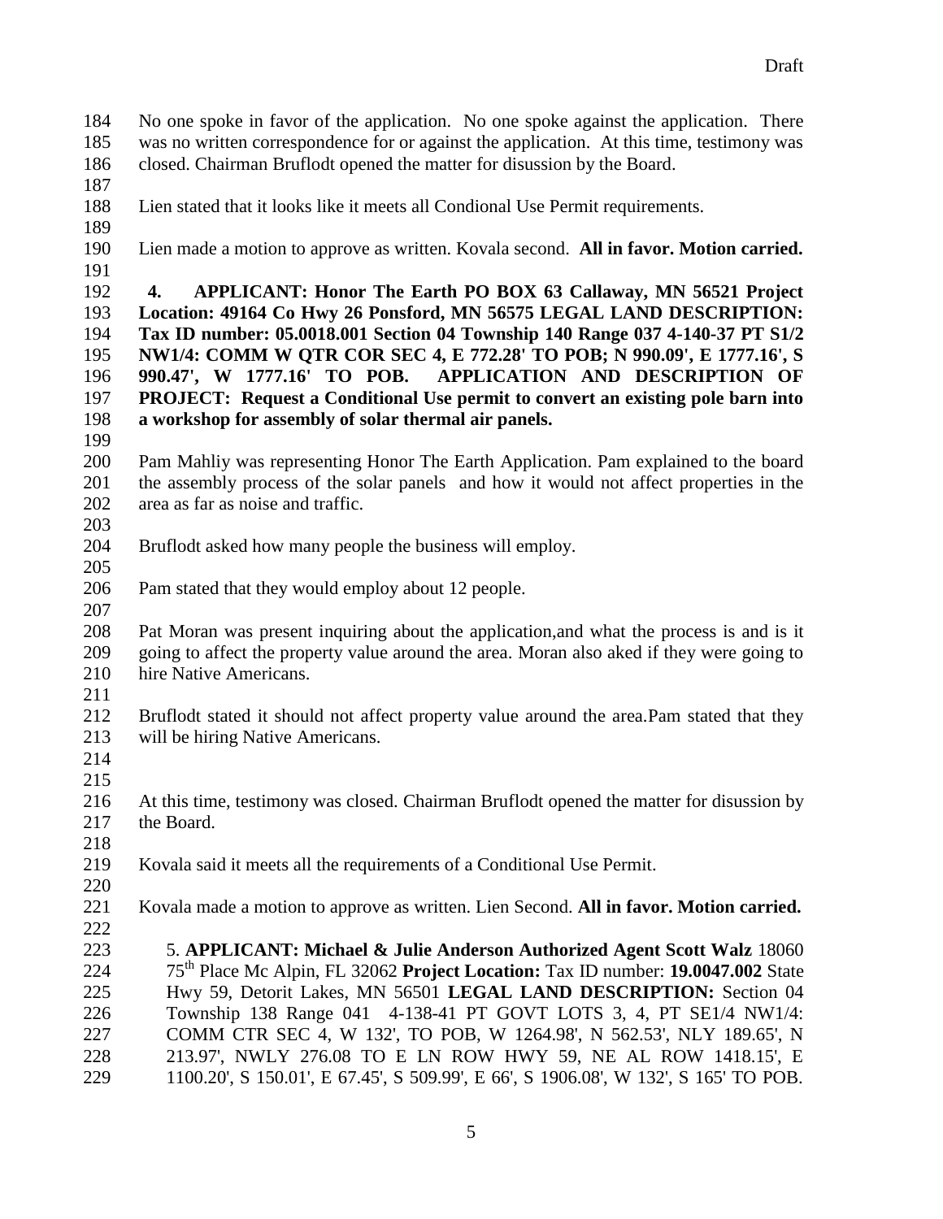No one spoke in favor of the application. No one spoke against the application. There was no written correspondence for or against the application. At this time, testimony was closed. Chairman Bruflodt opened the matter for disussion by the Board.

Lien stated that it looks like it meets all Condional Use Permit requirements.

Lien made a motion to approve as written. Kovala second. **All in favor. Motion carried.**

**4. APPLICANT: Honor The Earth PO BOX 63 Callaway, MN 56521 Project Location: 49164 Co Hwy 26 Ponsford, MN 56575 LEGAL LAND DESCRIPTION: Tax ID number: 05.0018.001 Section 04 Township 140 Range 037 4-140-37 PT S1/2 NW1/4: COMM W QTR COR SEC 4, E 772.28' TO POB; N 990.09', E 1777.16', S 990.47', W 1777.16' TO POB. APPLICATION AND DESCRIPTION OF PROJECT: Request a Conditional Use permit to convert an existing pole barn into a workshop for assembly of solar thermal air panels.**

Pam Mahliy was representing Honor The Earth Application. Pam explained to the board the assembly process of the solar panels and how it would not affect properties in the area as far as noise and traffic.

Bruflodt asked how many people the business will employ.

Pam stated that they would employ about 12 people.

Pat Moran was present inquiring about the application,and what the process is and is it going to affect the property value around the area. Moran also aked if they were going to hire Native Americans.

Bruflodt stated it should not affect property value around the area.Pam stated that they will be hiring Native Americans.

At this time, testimony was closed. Chairman Bruflodt opened the matter for disussion by the Board.

Kovala said it meets all the requirements of a Conditional Use Permit.

Kovala made a motion to approve as written. Lien Second. **All in favor. Motion carried.**

5. **APPLICANT: Michael & Julie Anderson Authorized Agent Scott Walz** 18060 75th Place Mc Alpin, FL 32062 **Project Location:** Tax ID number: **19.0047.002** State Hwy 59, Detorit Lakes, MN 56501 **LEGAL LAND DESCRIPTION:** Section 04 Township 138 Range 041 4-138-41 PT GOVT LOTS 3, 4, PT SE1/4 NW1/4: COMM CTR SEC 4, W 132', TO POB, W 1264.98', N 562.53', NLY 189.65', N 213.97', NWLY 276.08 TO E LN ROW HWY 59, NE AL ROW 1418.15', E 1100.20', S 150.01', E 67.45', S 509.99', E 66', S 1906.08', W 132', S 165' TO POB.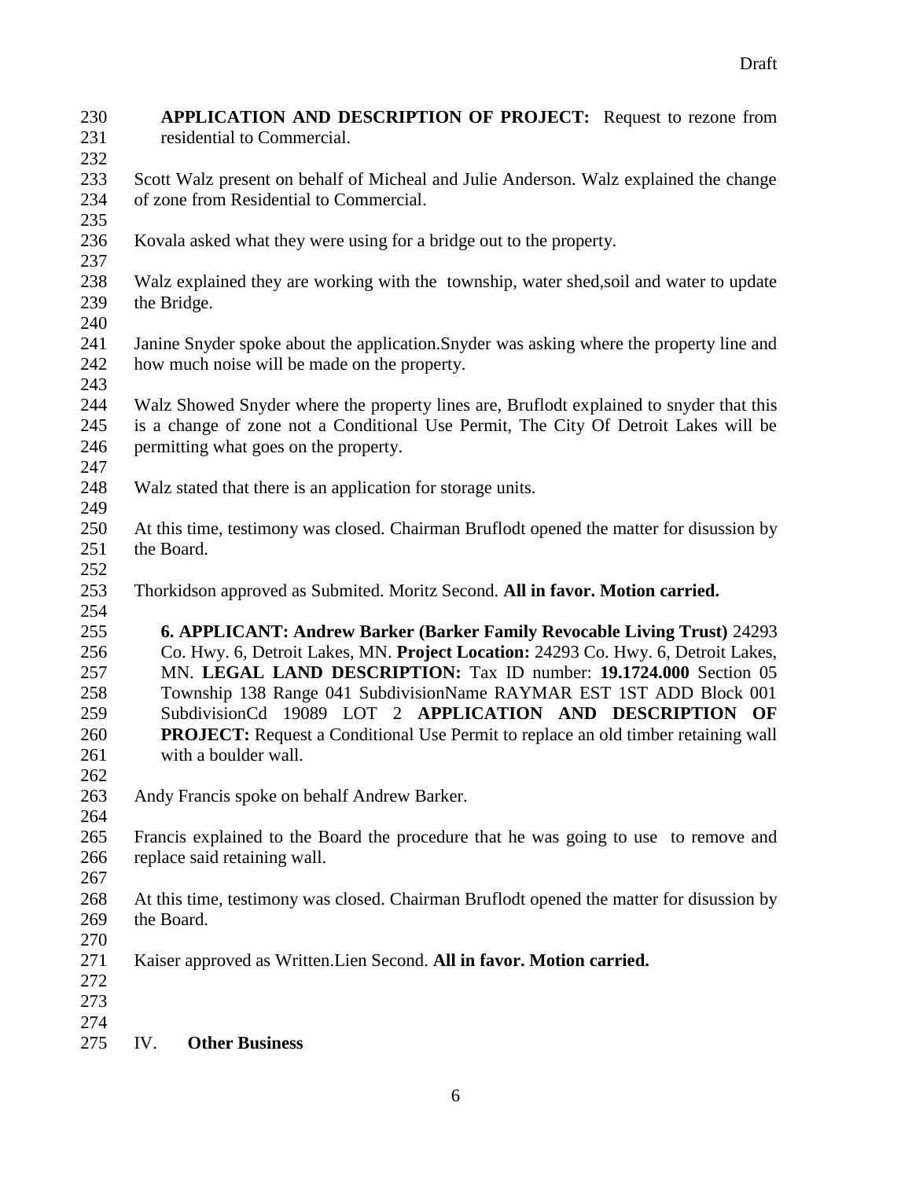**APPLICATION AND DESCRIPTION OF PROJECT:** Request to rezone from residential to Commercial.

Scott Walz present on behalf of Micheal and Julie Anderson. Walz explained the change of zone from Residential to Commercial.

Kovala asked what they were using for a bridge out to the property.

Walz explained they are working with the township, water shed,soil and water to update the Bridge.

Janine Snyder spoke about the application.Snyder was asking where the property line and how much noise will be made on the property.

Walz Showed Snyder where the property lines are, Bruflodt explained to snyder that this is a change of zone not a Conditional Use Permit, The City Of Detroit Lakes will be permitting what goes on the property.

Walz stated that there is an application for storage units.

At this time, testimony was closed. Chairman Bruflodt opened the matter for disussion by the Board.

Thorkidson approved as Submited. Moritz Second. **All in favor. Motion carried.**

**6. APPLICANT: Andrew Barker (Barker Family Revocable Living Trust)** 24293 Co. Hwy. 6, Detroit Lakes, MN. **Project Location:** 24293 Co. Hwy. 6, Detroit Lakes, MN. **LEGAL LAND DESCRIPTION:** Tax ID number: **19.1724.000** Section 05 Township 138 Range 041 SubdivisionName RAYMAR EST 1ST ADD Block 001 SubdivisionCd 19089 LOT 2 **APPLICATION AND DESCRIPTION OF PROJECT:** Request a Conditional Use Permit to replace an old timber retaining wall with a boulder wall.

Andy Francis spoke on behalf Andrew Barker.

Francis explained to the Board the procedure that he was going to use to remove and replace said retaining wall.

At this time, testimony was closed. Chairman Bruflodt opened the matter for disussion by the Board.

Kaiser approved as Written.Lien Second. **All in favor. Motion carried.**

IV. **Other Business**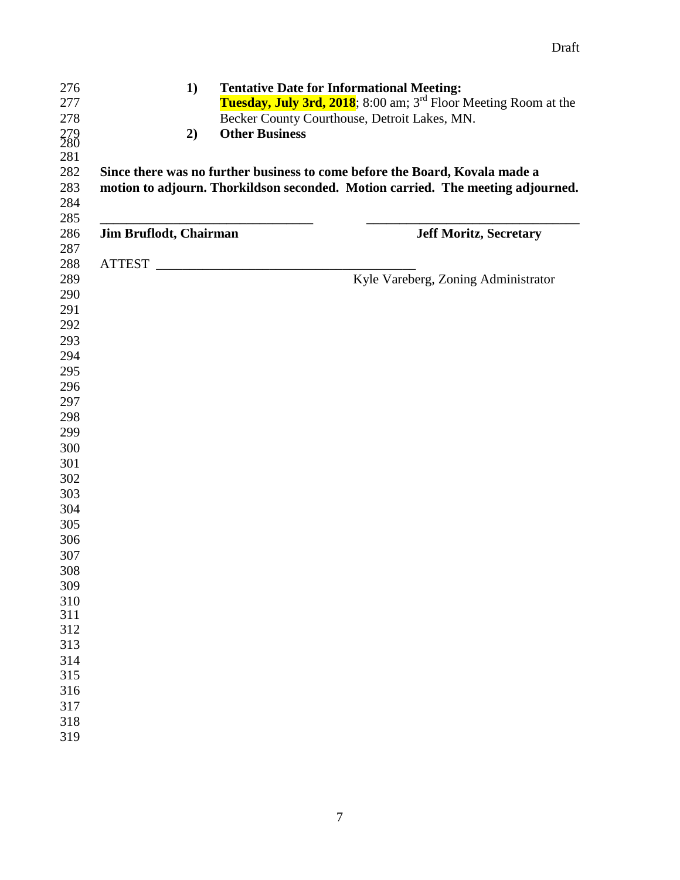1) **Tentative Date for Informational Meeting:**
   **Tuesday, July 3rd, 2018**; 8:00 am; 3rd Floor Meeting Room at the Becker County Courthouse, Detroit Lakes, MN.

2) **Other Business**

**Since there was no further business to come before the Board, Kovala made a motion to adjourn. Thorkildson seconded. Motion carried. The meeting adjourned.**

______________________________ ______________________________
**Jim Bruflodt, Chairman** **Jeff Moritz, Secretary**

ATTEST ____________________________________
Kyle Vareberg, Zoning Administrator